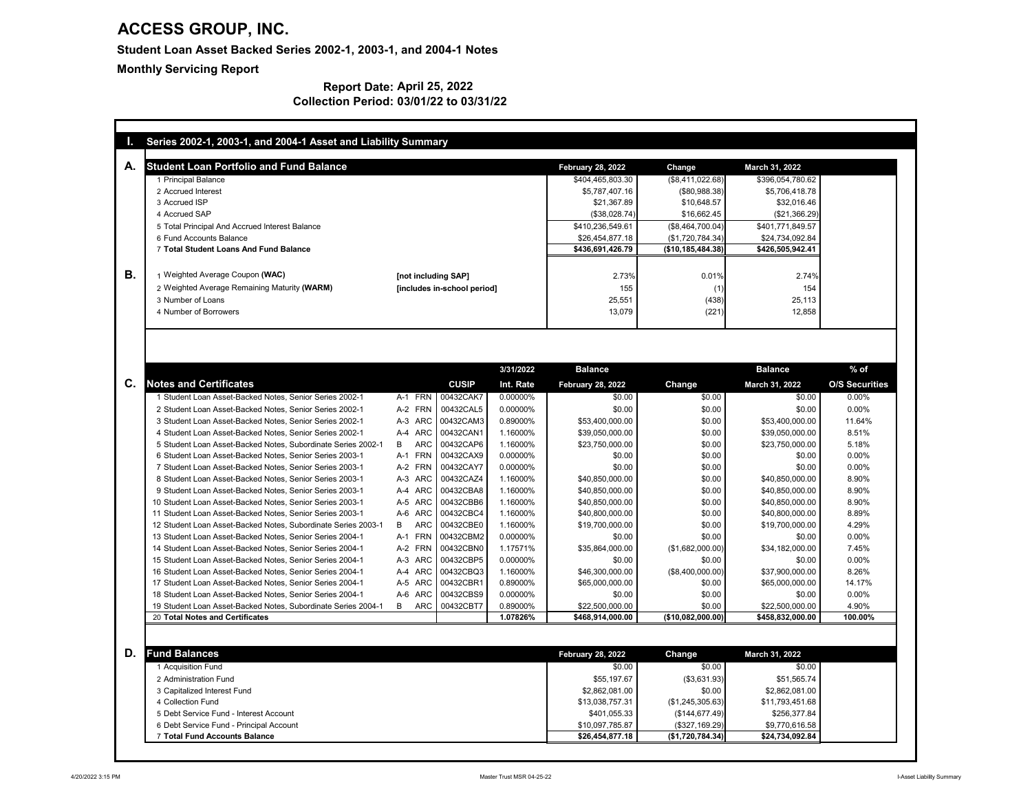# ACCESS GROUP, INC.

**Student Loan Asset Backed Series 2002-1, 2003-1, and 2004-1 Notes**

**Monthly Servicing Report**

**Report Date: April 25, 2022**
**Collection Period: 03/01/22 to 03/31/22**

## I. Series 2002-1, 2003-1, and 2004-1 Asset and Liability Summary

### A. Student Loan Portfolio and Fund Balance

| | February 28, 2022 | Change | March 31, 2022 |
|---|---|---|---|
| 1 Principal Balance | $404,465,803.30 | ($8,411,022.68) | $396,054,780.62 |
| 2 Accrued Interest | $5,787,407.16 | ($80,988.38) | $5,706,418.78 |
| 3 Accrued ISP | $21,367.89 | $10,648.57 | $32,016.46 |
| 4 Accrued SAP | ($38,028.74) | $16,662.45 | ($21,366.29) |
| 5 Total Principal And Accrued Interest Balance | $410,236,549.61 | ($8,464,700.04) | $401,771,849.57 |
| 6 Fund Accounts Balance | $26,454,877.18 | ($1,720,784.34) | $24,734,092.84 |
| 7 **Total Student Loans And Fund Balance** | **$436,691,426.79** | **($10,185,484.38)** | **$426,505,942.41** |

### B.

| | | February 28, 2022 | Change | March 31, 2022 |
|---|---|---|---|---|
| 1 Weighted Average Coupon **(WAC)** | **[not including SAP]** | 2.73% | 0.01% | 2.74% |
| 2 Weighted Average Remaining Maturity **(WARM)** | **[includes in-school period]** | 155 | (1) | 154 |
| 3 Number of Loans | | 25,551 | (438) | 25,113 |
| 4 Number of Borrowers | | 13,079 | (221) | 12,858 |

### C. Notes and Certificates

| Notes and Certificates | | | CUSIP | 3/31/2022 Int. Rate | Balance February 28, 2022 | Change | Balance March 31, 2022 | % of O/S Securities |
|---|---|---|---|---|---|---|---|---|
| 1 Student Loan Asset-Backed Notes, Senior Series 2002-1 | A-1 | FRN | 00432CAK7 | 0.00000% | $0.00 | $0.00 | $0.00 | 0.00% |
| 2 Student Loan Asset-Backed Notes, Senior Series 2002-1 | A-2 | FRN | 00432CAL5 | 0.00000% | $0.00 | $0.00 | $0.00 | 0.00% |
| 3 Student Loan Asset-Backed Notes, Senior Series 2002-1 | A-3 | ARC | 00432CAM3 | 0.89000% | $53,400,000.00 | $0.00 | $53,400,000.00 | 11.64% |
| 4 Student Loan Asset-Backed Notes, Senior Series 2002-1 | A-4 | ARC | 00432CAN1 | 1.16000% | $39,050,000.00 | $0.00 | $39,050,000.00 | 8.51% |
| 5 Student Loan Asset-Backed Notes, Subordinate Series 2002-1 | B | ARC | 00432CAP6 | 1.16000% | $23,750,000.00 | $0.00 | $23,750,000.00 | 5.18% |
| 6 Student Loan Asset-Backed Notes, Senior Series 2003-1 | A-1 | FRN | 00432CAX9 | 0.00000% | $0.00 | $0.00 | $0.00 | 0.00% |
| 7 Student Loan Asset-Backed Notes, Senior Series 2003-1 | A-2 | FRN | 00432CAY7 | 0.00000% | $0.00 | $0.00 | $0.00 | 0.00% |
| 8 Student Loan Asset-Backed Notes, Senior Series 2003-1 | A-3 | ARC | 00432CAZ4 | 1.16000% | $40,850,000.00 | $0.00 | $40,850,000.00 | 8.90% |
| 9 Student Loan Asset-Backed Notes, Senior Series 2003-1 | A-4 | ARC | 00432CBA8 | 1.16000% | $40,850,000.00 | $0.00 | $40,850,000.00 | 8.90% |
| 10 Student Loan Asset-Backed Notes, Senior Series 2003-1 | A-5 | ARC | 00432CBB6 | 1.16000% | $40,850,000.00 | $0.00 | $40,850,000.00 | 8.90% |
| 11 Student Loan Asset-Backed Notes, Senior Series 2003-1 | A-6 | ARC | 00432CBC4 | 1.16000% | $40,800,000.00 | $0.00 | $40,800,000.00 | 8.89% |
| 12 Student Loan Asset-Backed Notes, Subordinate Series 2003-1 | B | ARC | 00432CBE0 | 1.16000% | $19,700,000.00 | $0.00 | $19,700,000.00 | 4.29% |
| 13 Student Loan Asset-Backed Notes, Senior Series 2004-1 | A-1 | FRN | 00432CBM2 | 0.00000% | $0.00 | $0.00 | $0.00 | 0.00% |
| 14 Student Loan Asset-Backed Notes, Senior Series 2004-1 | A-2 | FRN | 00432CBN0 | 1.17571% | $35,864,000.00 | ($1,682,000.00) | $34,182,000.00 | 7.45% |
| 15 Student Loan Asset-Backed Notes, Senior Series 2004-1 | A-3 | ARC | 00432CBP5 | 0.00000% | $0.00 | $0.00 | $0.00 | 0.00% |
| 16 Student Loan Asset-Backed Notes, Senior Series 2004-1 | A-4 | ARC | 00432CBQ3 | 1.16000% | $46,300,000.00 | ($8,400,000.00) | $37,900,000.00 | 8.26% |
| 17 Student Loan Asset-Backed Notes, Senior Series 2004-1 | A-5 | ARC | 00432CBR1 | 0.89000% | $65,000,000.00 | $0.00 | $65,000,000.00 | 14.17% |
| 18 Student Loan Asset-Backed Notes, Senior Series 2004-1 | A-6 | ARC | 00432CBS9 | 0.00000% | $0.00 | $0.00 | $0.00 | 0.00% |
| 19 Student Loan Asset-Backed Notes, Subordinate Series 2004-1 | B | ARC | 00432CBT7 | 0.89000% | $22,500,000.00 | $0.00 | $22,500,000.00 | 4.90% |
| 20 **Total Notes and Certificates** | | | | **1.07826%** | **$468,914,000.00** | **($10,082,000.00)** | **$458,832,000.00** | **100.00%** |

### D. Fund Balances

| | February 28, 2022 | Change | March 31, 2022 |
|---|---|---|---|
| 1 Acquisition Fund | $0.00 | $0.00 | $0.00 |
| 2 Administration Fund | $55,197.67 | ($3,631.93) | $51,565.74 |
| 3 Capitalized Interest Fund | $2,862,081.00 | $0.00 | $2,862,081.00 |
| 4 Collection Fund | $13,038,757.31 | ($1,245,305.63) | $11,793,451.68 |
| 5 Debt Service Fund - Interest Account | $401,055.33 | ($144,677.49) | $256,377.84 |
| 6 Debt Service Fund - Principal Account | $10,097,785.87 | ($327,169.29) | $9,770,616.58 |
| 7 **Total Fund Accounts Balance** | **$26,454,877.18** | **($1,720,784.34)** | **$24,734,092.84** |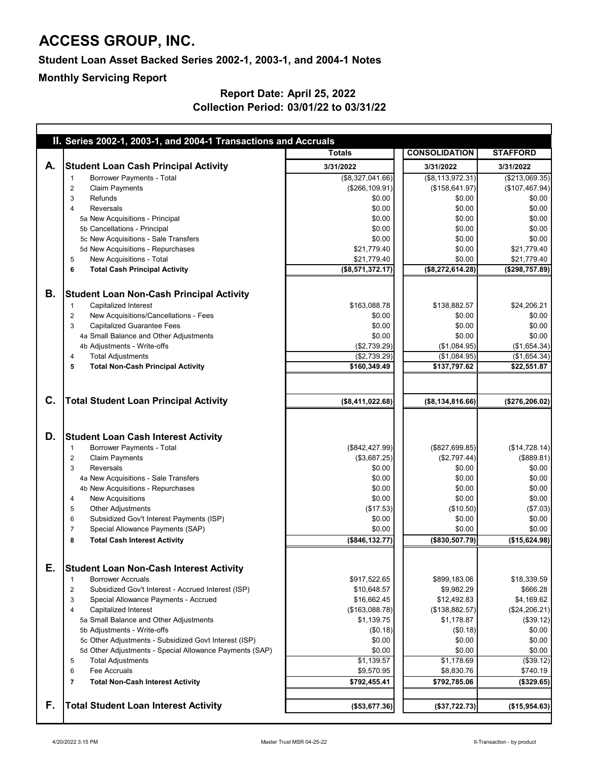# ACCESS GROUP, INC.

**Student Loan Asset Backed Series 2002-1, 2003-1, and 2004-1 Notes**

**Monthly Servicing Report**

**Report Date: April 25, 2022**
**Collection Period: 03/01/22 to 03/31/22**

## II. Series 2002-1, 2003-1, and 2004-1 Transactions and Accruals

| | | Totals | CONSOLIDATION | STAFFORD |
|---|---|---|---|---|
| **A.** | **Student Loan Cash Principal Activity** | **3/31/2022** | **3/31/2022** | **3/31/2022** |
| | 1 Borrower Payments - Total | ($8,327,041.66) | ($8,113,972.31) | ($213,069.35) |
| | 2 Claim Payments | ($266,109.91) | ($158,641.97) | ($107,467.94) |
| | 3 Refunds | $0.00 | $0.00 | $0.00 |
| | 4 Reversals | $0.00 | $0.00 | $0.00 |
| | 5a New Acquisitions - Principal | $0.00 | $0.00 | $0.00 |
| | 5b Cancellations - Principal | $0.00 | $0.00 | $0.00 |
| | 5c New Acquisitions - Sale Transfers | $0.00 | $0.00 | $0.00 |
| | 5d New Acquisitions - Repurchases | $21,779.40 | $0.00 | $21,779.40 |
| | 5 New Acquisitions - Total | $21,779.40 | $0.00 | $21,779.40 |
| | **6 Total Cash Principal Activity** | **($8,571,372.17)** | **($8,272,614.28)** | **($298,757.89)** |
| **B.** | **Student Loan Non-Cash Principal Activity** | | | |
| | 1 Capitalized Interest | $163,088.78 | $138,882.57 | $24,206.21 |
| | 2 New Acquisitions/Cancellations - Fees | $0.00 | $0.00 | $0.00 |
| | 3 Capitalized Guarantee Fees | $0.00 | $0.00 | $0.00 |
| | 4a Small Balance and Other Adjustments | $0.00 | $0.00 | $0.00 |
| | 4b Adjustments - Write-offs | ($2,739.29) | ($1,084.95) | ($1,654.34) |
| | 4 Total Adjustments | ($2,739.29) | ($1,084.95) | ($1,654.34) |
| | **5 Total Non-Cash Principal Activity** | **$160,349.49** | **$137,797.62** | **$22,551.87** |
| **C.** | **Total Student Loan Principal Activity** | **($8,411,022.68)** | **($8,134,816.66)** | **($276,206.02)** |
| **D.** | **Student Loan Cash Interest Activity** | | | |
| | 1 Borrower Payments - Total | ($842,427.99) | ($827,699.85) | ($14,728.14) |
| | 2 Claim Payments | ($3,687.25) | ($2,797.44) | ($889.81) |
| | 3 Reversals | $0.00 | $0.00 | $0.00 |
| | 4a New Acquisitions - Sale Transfers | $0.00 | $0.00 | $0.00 |
| | 4b New Acquisitions - Repurchases | $0.00 | $0.00 | $0.00 |
| | 4 New Acquisitions | $0.00 | $0.00 | $0.00 |
| | 5 Other Adjustments | ($17.53) | ($10.50) | ($7.03) |
| | 6 Subsidized Gov't Interest Payments (ISP) | $0.00 | $0.00 | $0.00 |
| | 7 Special Allowance Payments (SAP) | $0.00 | $0.00 | $0.00 |
| | **8 Total Cash Interest Activity** | **($846,132.77)** | **($830,507.79)** | **($15,624.98)** |
| **E.** | **Student Loan Non-Cash Interest Activity** | | | |
| | 1 Borrower Accruals | $917,522.65 | $899,183.06 | $18,339.59 |
| | 2 Subsidized Gov't Interest - Accrued Interest (ISP) | $10,648.57 | $9,982.29 | $666.28 |
| | 3 Special Allowance Payments - Accrued | $16,662.45 | $12,492.83 | $4,169.62 |
| | 4 Capitalized Interest | ($163,088.78) | ($138,882.57) | ($24,206.21) |
| | 5a Small Balance and Other Adjustments | $1,139.75 | $1,178.87 | ($39.12) |
| | 5b Adjustments - Write-offs | ($0.18) | ($0.18) | $0.00 |
| | 5c Other Adjustments - Subsidized Govt Interest (ISP) | $0.00 | $0.00 | $0.00 |
| | 5d Other Adjustments - Special Allowance Payments (SAP) | $0.00 | $0.00 | $0.00 |
| | 5 Total Adjustments | $1,139.57 | $1,178.69 | ($39.12) |
| | 6 Fee Accruals | $9,570.95 | $8,830.76 | $740.19 |
| | **7 Total Non-Cash Interest Activity** | **$792,455.41** | **$792,785.06** | **($329.65)** |
| **F.** | **Total Student Loan Interest Activity** | **($53,677.36)** | **($37,722.73)** | **($15,954.63)** |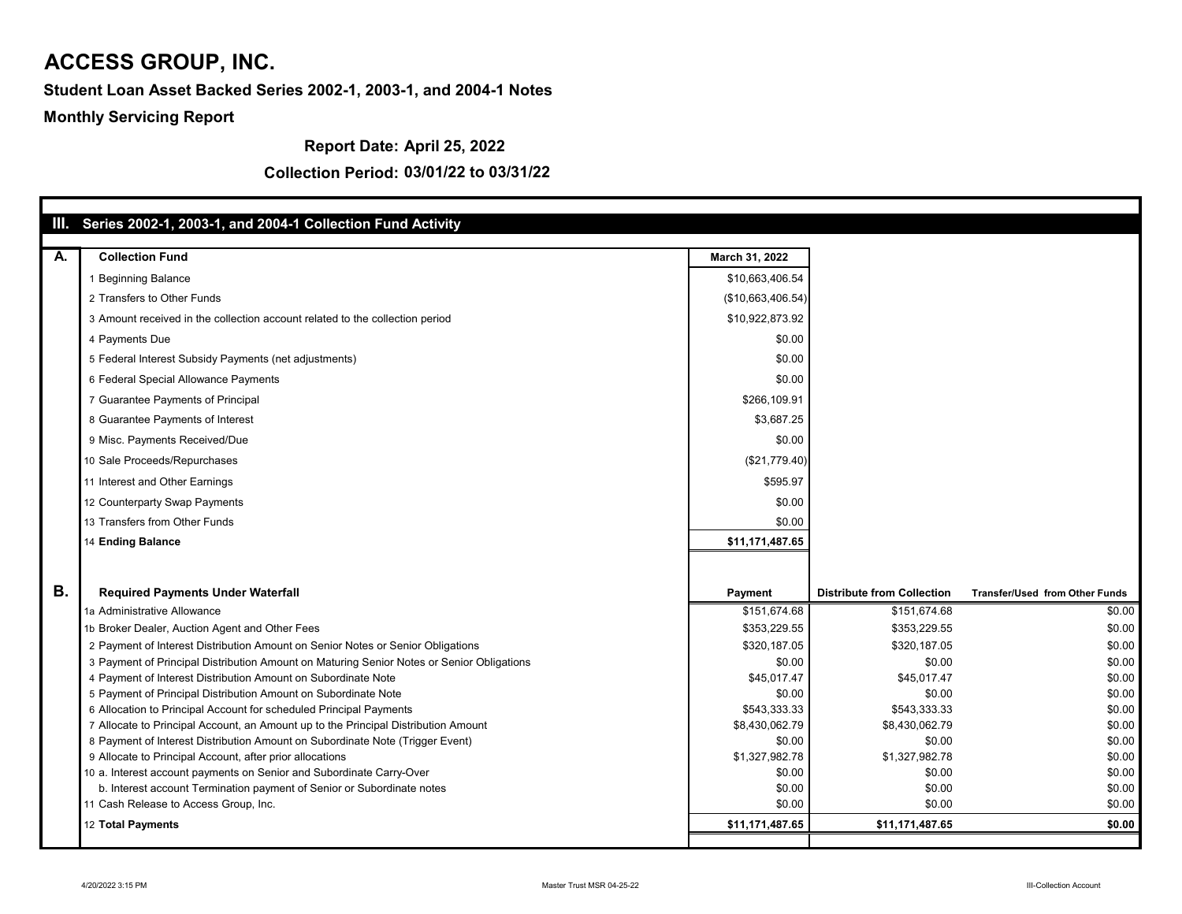# ACCESS GROUP, INC.

**Student Loan Asset Backed Series 2002-1, 2003-1, and 2004-1 Notes**

**Monthly Servicing Report**

**Report Date: April 25, 2022**

**Collection Period: 03/01/22 to 03/31/22**

## III. Series 2002-1, 2003-1, and 2004-1 Collection Fund Activity

| A. | Collection Fund | March 31, 2022 |
|---|---|---|
| | 1 Beginning Balance | $10,663,406.54 |
| | 2 Transfers to Other Funds | ($10,663,406.54) |
| | 3 Amount received in the collection account related to the collection period | $10,922,873.92 |
| | 4 Payments Due | $0.00 |
| | 5 Federal Interest Subsidy Payments (net adjustments) | $0.00 |
| | 6 Federal Special Allowance Payments | $0.00 |
| | 7 Guarantee Payments of Principal | $266,109.91 |
| | 8 Guarantee Payments of Interest | $3,687.25 |
| | 9 Misc. Payments Received/Due | $0.00 |
| | 10 Sale Proceeds/Repurchases | ($21,779.40) |
| | 11 Interest and Other Earnings | $595.97 |
| | 12 Counterparty Swap Payments | $0.00 |
| | 13 Transfers from Other Funds | $0.00 |
| | 14 **Ending Balance** | **$11,171,487.65** |

| B. | Required Payments Under Waterfall | Payment | Distribute from Collection | Transfer/Used from Other Funds |
|---|---|---|---|---|
| | 1a Administrative Allowance | $151,674.68 | $151,674.68 | $0.00 |
| | 1b Broker Dealer, Auction Agent and Other Fees | $353,229.55 | $353,229.55 | $0.00 |
| | 2 Payment of Interest Distribution Amount on Senior Notes or Senior Obligations | $320,187.05 | $320,187.05 | $0.00 |
| | 3 Payment of Principal Distribution Amount on Maturing Senior Notes or Senior Obligations | $0.00 | $0.00 | $0.00 |
| | 4 Payment of Interest Distribution Amount on Subordinate Note | $45,017.47 | $45,017.47 | $0.00 |
| | 5 Payment of Principal Distribution Amount on Subordinate Note | $0.00 | $0.00 | $0.00 |
| | 6 Allocation to Principal Account for scheduled Principal Payments | $543,333.33 | $543,333.33 | $0.00 |
| | 7 Allocate to Principal Account, an Amount up to the Principal Distribution Amount | $8,430,062.79 | $8,430,062.79 | $0.00 |
| | 8 Payment of Interest Distribution Amount on Subordinate Note (Trigger Event) | $0.00 | $0.00 | $0.00 |
| | 9 Allocate to Principal Account, after prior allocations | $1,327,982.78 | $1,327,982.78 | $0.00 |
| | 10 a. Interest account payments on Senior and Subordinate Carry-Over | $0.00 | $0.00 | $0.00 |
| | b. Interest account Termination payment of Senior or Subordinate notes | $0.00 | $0.00 | $0.00 |
| | 11 Cash Release to Access Group, Inc. | $0.00 | $0.00 | $0.00 |
| | 12 **Total Payments** | **$11,171,487.65** | **$11,171,487.65** | **$0.00** |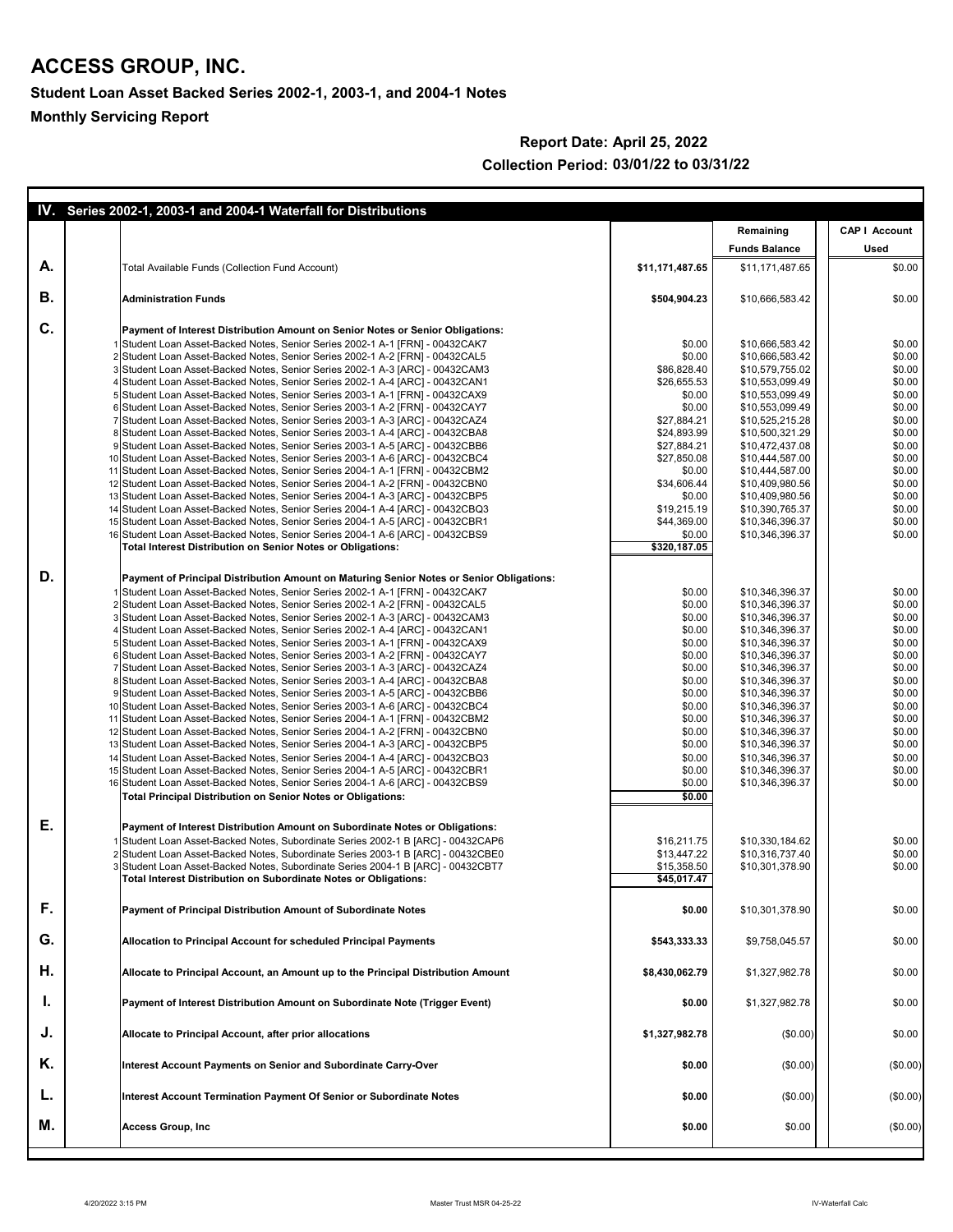# ACCESS GROUP, INC.

## Student Loan Asset Backed Series 2002-1, 2003-1, and 2004-1 Notes

## Monthly Servicing Report

**Report Date: April 25, 2022**

**Collection Period: 03/01/22 to 03/31/22**

### IV. Series 2002-1, 2003-1 and 2004-1 Waterfall for Distributions

| | | | | Remaining Funds Balance | CAP I Account Used |
|---|---|---|---|---|---|
| **A.** | | Total Available Funds (Collection Fund Account) | **$11,171,487.65** | $11,171,487.65 | $0.00 |
| **B.** | | **Administration Funds** | **$504,904.23** | $10,666,583.42 | $0.00 |
| **C.** | | **Payment of Interest Distribution Amount on Senior Notes or Senior Obligations:** | | | |
| | 1 | Student Loan Asset-Backed Notes, Senior Series 2002-1 A-1 [FRN] - 00432CAK7 | $0.00 | $10,666,583.42 | $0.00 |
| | 2 | Student Loan Asset-Backed Notes, Senior Series 2002-1 A-2 [FRN] - 00432CAL5 | $0.00 | $10,666,583.42 | $0.00 |
| | 3 | Student Loan Asset-Backed Notes, Senior Series 2002-1 A-3 [ARC] - 00432CAM3 | $86,828.40 | $10,579,755.02 | $0.00 |
| | 4 | Student Loan Asset-Backed Notes, Senior Series 2002-1 A-4 [ARC] - 00432CAN1 | $26,655.53 | $10,553,099.49 | $0.00 |
| | 5 | Student Loan Asset-Backed Notes, Senior Series 2003-1 A-1 [FRN] - 00432CAX9 | $0.00 | $10,553,099.49 | $0.00 |
| | 6 | Student Loan Asset-Backed Notes, Senior Series 2003-1 A-2 [FRN] - 00432CAY7 | $0.00 | $10,553,099.49 | $0.00 |
| | 7 | Student Loan Asset-Backed Notes, Senior Series 2003-1 A-3 [ARC] - 00432CAZ4 | $27,884.21 | $10,525,215.28 | $0.00 |
| | 8 | Student Loan Asset-Backed Notes, Senior Series 2003-1 A-4 [ARC] - 00432CBA8 | $24,893.99 | $10,500,321.29 | $0.00 |
| | 9 | Student Loan Asset-Backed Notes, Senior Series 2003-1 A-5 [ARC] - 00432CBB6 | $27,884.21 | $10,472,437.08 | $0.00 |
| | 10 | Student Loan Asset-Backed Notes, Senior Series 2003-1 A-6 [ARC] - 00432CBC4 | $27,850.08 | $10,444,587.00 | $0.00 |
| | 11 | Student Loan Asset-Backed Notes, Senior Series 2004-1 A-1 [FRN] - 00432CBM2 | $0.00 | $10,444,587.00 | $0.00 |
| | 12 | Student Loan Asset-Backed Notes, Senior Series 2004-1 A-2 [FRN] - 00432CBN0 | $34,606.44 | $10,409,980.56 | $0.00 |
| | 13 | Student Loan Asset-Backed Notes, Senior Series 2004-1 A-3 [ARC] - 00432CBP5 | $0.00 | $10,409,980.56 | $0.00 |
| | 14 | Student Loan Asset-Backed Notes, Senior Series 2004-1 A-4 [ARC] - 00432CBQ3 | $19,215.19 | $10,390,765.37 | $0.00 |
| | 15 | Student Loan Asset-Backed Notes, Senior Series 2004-1 A-5 [ARC] - 00432CBR1 | $44,369.00 | $10,346,396.37 | $0.00 |
| | 16 | Student Loan Asset-Backed Notes, Senior Series 2004-1 A-6 [ARC] - 00432CBS9 | $0.00 | $10,346,396.37 | $0.00 |
| | | **Total Interest Distribution on Senior Notes or Obligations:** | **$320,187.05** | | |
| **D.** | | **Payment of Principal Distribution Amount on Maturing Senior Notes or Senior Obligations:** | | | |
| | 1 | Student Loan Asset-Backed Notes, Senior Series 2002-1 A-1 [FRN] - 00432CAK7 | $0.00 | $10,346,396.37 | $0.00 |
| | 2 | Student Loan Asset-Backed Notes, Senior Series 2002-1 A-2 [FRN] - 00432CAL5 | $0.00 | $10,346,396.37 | $0.00 |
| | 3 | Student Loan Asset-Backed Notes, Senior Series 2002-1 A-3 [ARC] - 00432CAM3 | $0.00 | $10,346,396.37 | $0.00 |
| | 4 | Student Loan Asset-Backed Notes, Senior Series 2002-1 A-4 [ARC] - 00432CAN1 | $0.00 | $10,346,396.37 | $0.00 |
| | 5 | Student Loan Asset-Backed Notes, Senior Series 2003-1 A-1 [FRN] - 00432CAX9 | $0.00 | $10,346,396.37 | $0.00 |
| | 6 | Student Loan Asset-Backed Notes, Senior Series 2003-1 A-2 [FRN] - 00432CAY7 | $0.00 | $10,346,396.37 | $0.00 |
| | 7 | Student Loan Asset-Backed Notes, Senior Series 2003-1 A-3 [ARC] - 00432CAZ4 | $0.00 | $10,346,396.37 | $0.00 |
| | 8 | Student Loan Asset-Backed Notes, Senior Series 2003-1 A-4 [ARC] - 00432CBA8 | $0.00 | $10,346,396.37 | $0.00 |
| | 9 | Student Loan Asset-Backed Notes, Senior Series 2003-1 A-5 [ARC] - 00432CBB6 | $0.00 | $10,346,396.37 | $0.00 |
| | 10 | Student Loan Asset-Backed Notes, Senior Series 2003-1 A-6 [ARC] - 00432CBC4 | $0.00 | $10,346,396.37 | $0.00 |
| | 11 | Student Loan Asset-Backed Notes, Senior Series 2004-1 A-1 [FRN] - 00432CBM2 | $0.00 | $10,346,396.37 | $0.00 |
| | 12 | Student Loan Asset-Backed Notes, Senior Series 2004-1 A-2 [FRN] - 00432CBN0 | $0.00 | $10,346,396.37 | $0.00 |
| | 13 | Student Loan Asset-Backed Notes, Senior Series 2004-1 A-3 [ARC] - 00432CBP5 | $0.00 | $10,346,396.37 | $0.00 |
| | 14 | Student Loan Asset-Backed Notes, Senior Series 2004-1 A-4 [ARC] - 00432CBQ3 | $0.00 | $10,346,396.37 | $0.00 |
| | 15 | Student Loan Asset-Backed Notes, Senior Series 2004-1 A-5 [ARC] - 00432CBR1 | $0.00 | $10,346,396.37 | $0.00 |
| | 16 | Student Loan Asset-Backed Notes, Senior Series 2004-1 A-6 [ARC] - 00432CBS9 | $0.00 | $10,346,396.37 | $0.00 |
| | | **Total Principal Distribution on Senior Notes or Obligations:** | **$0.00** | | |
| **E.** | | **Payment of Interest Distribution Amount on Subordinate Notes or Obligations:** | | | |
| | 1 | Student Loan Asset-Backed Notes, Subordinate Series 2002-1 B [ARC] - 00432CAP6 | $16,211.75 | $10,330,184.62 | $0.00 |
| | 2 | Student Loan Asset-Backed Notes, Subordinate Series 2003-1 B [ARC] - 00432CBE0 | $13,447.22 | $10,316,737.40 | $0.00 |
| | 3 | Student Loan Asset-Backed Notes, Subordinate Series 2004-1 B [ARC] - 00432CBT7 | $15,358.50 | $10,301,378.90 | $0.00 |
| | | **Total Interest Distribution on Subordinate Notes or Obligations:** | **$45,017.47** | | |
| **F.** | | **Payment of Principal Distribution Amount of Subordinate Notes** | **$0.00** | $10,301,378.90 | $0.00 |
| **G.** | | **Allocation to Principal Account for scheduled Principal Payments** | **$543,333.33** | $9,758,045.57 | $0.00 |
| **H.** | | **Allocate to Principal Account, an Amount up to the Principal Distribution Amount** | **$8,430,062.79** | $1,327,982.78 | $0.00 |
| **I.** | | **Payment of Interest Distribution Amount on Subordinate Note (Trigger Event)** | **$0.00** | $1,327,982.78 | $0.00 |
| **J.** | | **Allocate to Principal Account, after prior allocations** | **$1,327,982.78** | ($0.00) | $0.00 |
| **K.** | | **Interest Account Payments on Senior and Subordinate Carry-Over** | **$0.00** | ($0.00) | ($0.00) |
| **L.** | | **Interest Account Termination Payment Of Senior or Subordinate Notes** | **$0.00** | ($0.00) | ($0.00) |
| **M.** | | **Access Group, Inc** | **$0.00** | $0.00 | ($0.00) |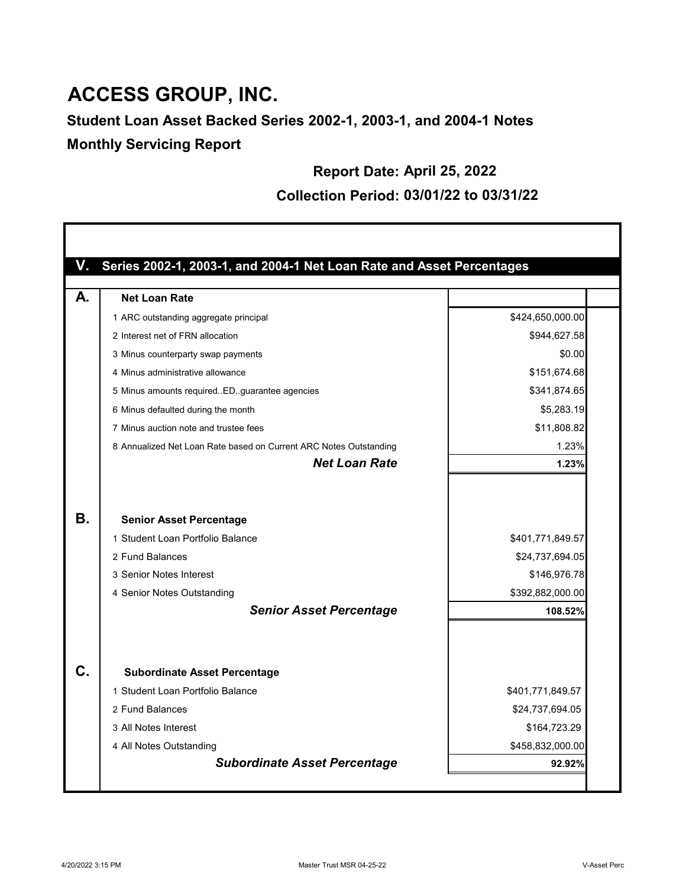# ACCESS GROUP, INC.

## Student Loan Asset Backed Series 2002-1, 2003-1, and 2004-1 Notes

## Monthly Servicing Report

**Report Date: April 25, 2022**

**Collection Period: 03/01/22 to 03/31/22**

## V. Series 2002-1, 2003-1, and 2004-1 Net Loan Rate and Asset Percentages

| | | |
|---|---|---|
| **A.** | **Net Loan Rate** | |
| | 1 ARC outstanding aggregate principal | $424,650,000.00 |
| | 2 Interest net of FRN allocation | $944,627.58 |
| | 3 Minus counterparty swap payments | $0.00 |
| | 4 Minus administrative allowance | $151,674.68 |
| | 5 Minus amounts required..ED..guarantee agencies | $341,874.65 |
| | 6 Minus defaulted during the month | $5,283.19 |
| | 7 Minus auction note and trustee fees | $11,808.82 |
| | 8 Annualized Net Loan Rate based on Current ARC Notes Outstanding | 1.23% |
| | ***Net Loan Rate*** | **1.23%** |
| **B.** | **Senior Asset Percentage** | |
| | 1 Student Loan Portfolio Balance | $401,771,849.57 |
| | 2 Fund Balances | $24,737,694.05 |
| | 3 Senior Notes Interest | $146,976.78 |
| | 4 Senior Notes Outstanding | $392,882,000.00 |
| | ***Senior Asset Percentage*** | **108.52%** |
| **C.** | **Subordinate Asset Percentage** | |
| | 1 Student Loan Portfolio Balance | $401,771,849.57 |
| | 2 Fund Balances | $24,737,694.05 |
| | 3 All Notes Interest | $164,723.29 |
| | 4 All Notes Outstanding | $458,832,000.00 |
| | ***Subordinate Asset Percentage*** | **92.92%** |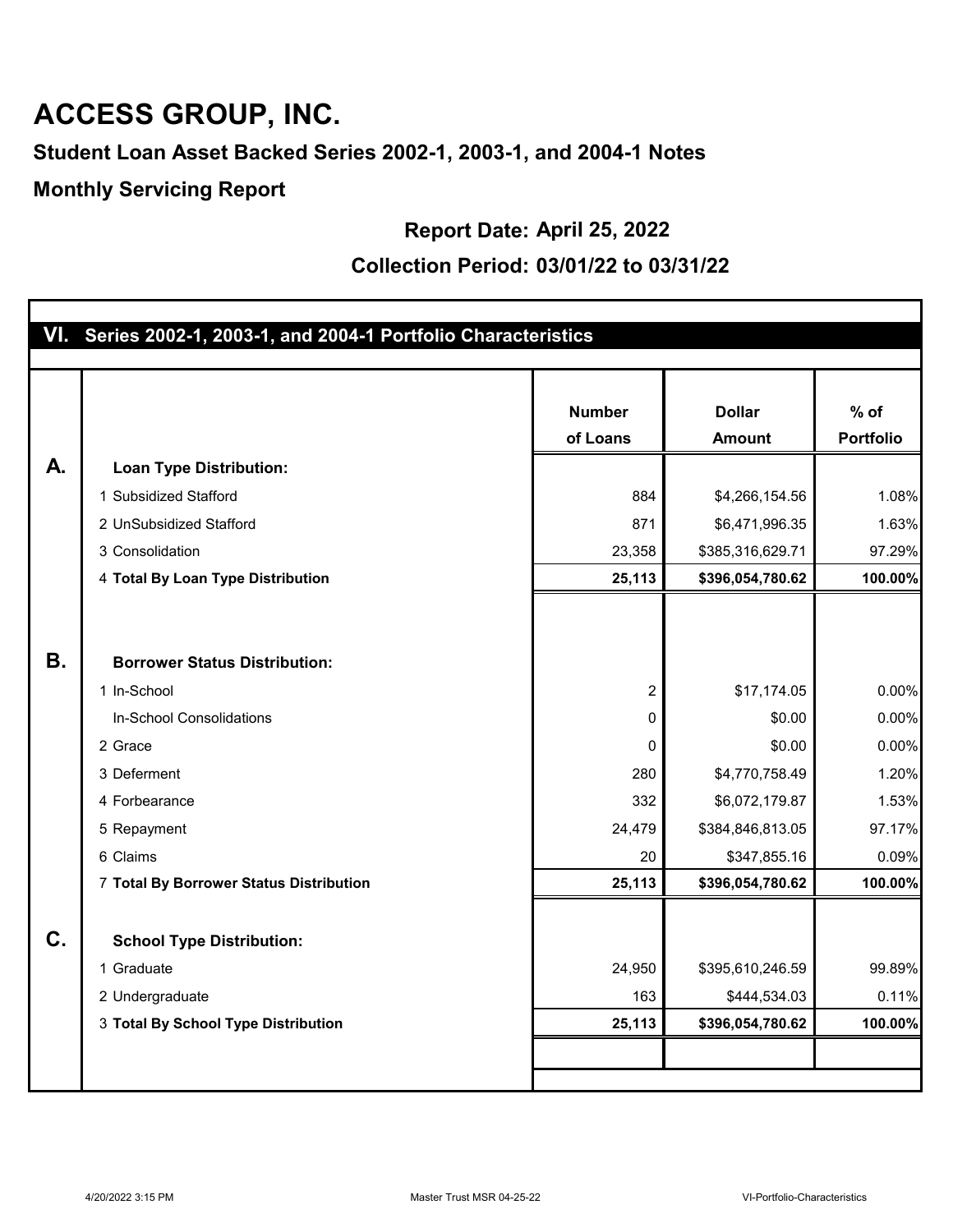# ACCESS GROUP, INC.

## Student Loan Asset Backed Series 2002-1, 2003-1, and 2004-1 Notes

## Monthly Servicing Report

**Report Date: April 25, 2022**

**Collection Period: 03/01/22 to 03/31/22**

### VI. Series 2002-1, 2003-1, and 2004-1 Portfolio Characteristics

| | | Number of Loans | Dollar Amount | % of Portfolio |
|---|---|---|---|---|
| **A.** | **Loan Type Distribution:** | | | |
| | 1 Subsidized Stafford | 884 | $4,266,154.56 | 1.08% |
| | 2 UnSubsidized Stafford | 871 | $6,471,996.35 | 1.63% |
| | 3 Consolidation | 23,358 | $385,316,629.71 | 97.29% |
| | 4 **Total By Loan Type Distribution** | **25,113** | **$396,054,780.62** | **100.00%** |
| **B.** | **Borrower Status Distribution:** | | | |
| | 1 In-School | 2 | $17,174.05 | 0.00% |
| | In-School Consolidations | 0 | $0.00 | 0.00% |
| | 2 Grace | 0 | $0.00 | 0.00% |
| | 3 Deferment | 280 | $4,770,758.49 | 1.20% |
| | 4 Forbearance | 332 | $6,072,179.87 | 1.53% |
| | 5 Repayment | 24,479 | $384,846,813.05 | 97.17% |
| | 6 Claims | 20 | $347,855.16 | 0.09% |
| | 7 **Total By Borrower Status Distribution** | **25,113** | **$396,054,780.62** | **100.00%** |
| **C.** | **School Type Distribution:** | | | |
| | 1 Graduate | 24,950 | $395,610,246.59 | 99.89% |
| | 2 Undergraduate | 163 | $444,534.03 | 0.11% |
| | 3 **Total By School Type Distribution** | **25,113** | **$396,054,780.62** | **100.00%** |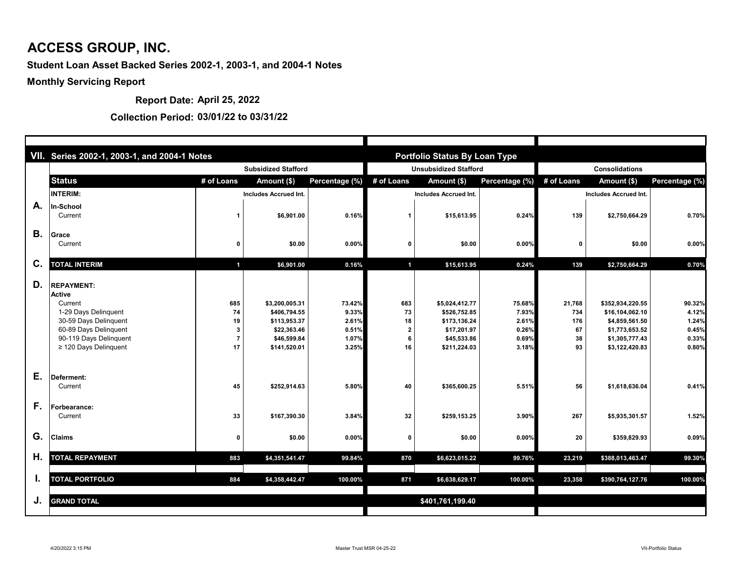# ACCESS GROUP, INC.

**Student Loan Asset Backed Series 2002-1, 2003-1, and 2004-1 Notes**

**Monthly Servicing Report**

**Report Date: April 25, 2022**

**Collection Period: 03/01/22 to 03/31/22**

| VII. | Series 2002-1, 2003-1, and 2004-1 Notes | Portfolio Status By Loan Type | | | | | | | | |
|---|---|---|---|---|---|---|---|---|---|---|
| | | Subsidized Stafford | | | Unsubsidized Stafford | | | Consolidations | | |
| | **Status** | **# of Loans** | **Amount ($)** | **Percentage (%)** | **# of Loans** | **Amount ($)** | **Percentage (%)** | **# of Loans** | **Amount ($)** | **Percentage (%)** |
| | **INTERIM:** | | Includes Accrued Int. | | | Includes Accrued Int. | | | Includes Accrued Int. | |
| **A.** | **In-School** | | | | | | | | | |
| | Current | 1 | $6,901.00 | 0.16% | 1 | $15,613.95 | 0.24% | 139 | $2,750,664.29 | 0.70% |
| **B.** | **Grace** | | | | | | | | | |
| | Current | 0 | $0.00 | 0.00% | 0 | $0.00 | 0.00% | 0 | $0.00 | 0.00% |
| **C.** | **TOTAL INTERIM** | 1 | $6,901.00 | 0.16% | 1 | $15,613.95 | 0.24% | 139 | $2,750,664.29 | 0.70% |
| **D.** | **REPAYMENT:** | | | | | | | | | |
| | **Active** | | | | | | | | | |
| | Current | 685 | $3,200,005.31 | 73.42% | 683 | $5,024,412.77 | 75.68% | 21,768 | $352,934,220.55 | 90.32% |
| | 1-29 Days Delinquent | 74 | $406,794.55 | 9.33% | 73 | $526,752.85 | 7.93% | 734 | $16,104,062.10 | 4.12% |
| | 30-59 Days Delinquent | 19 | $113,953.37 | 2.61% | 18 | $173,136.24 | 2.61% | 176 | $4,859,561.50 | 1.24% |
| | 60-89 Days Delinquent | 3 | $22,363.46 | 0.51% | 2 | $17,201.97 | 0.26% | 67 | $1,773,653.52 | 0.45% |
| | 90-119 Days Delinquent | 7 | $46,599.84 | 1.07% | 6 | $45,533.86 | 0.69% | 38 | $1,305,777.43 | 0.33% |
| | ≥ 120 Days Delinquent | 17 | $141,520.01 | 3.25% | 16 | $211,224.03 | 3.18% | 93 | $3,122,420.83 | 0.80% |
| **E.** | **Deferment:** | | | | | | | | | |
| | Current | 45 | $252,914.63 | 5.80% | 40 | $365,600.25 | 5.51% | 56 | $1,618,636.04 | 0.41% |
| **F.** | **Forbearance:** | | | | | | | | | |
| | Current | 33 | $167,390.30 | 3.84% | 32 | $259,153.25 | 3.90% | 267 | $5,935,301.57 | 1.52% |
| **G.** | **Claims** | 0 | $0.00 | 0.00% | 0 | $0.00 | 0.00% | 20 | $359,829.93 | 0.09% |
| **H.** | **TOTAL REPAYMENT** | 883 | $4,351,541.47 | 99.84% | 870 | $6,623,015.22 | 99.76% | 23,219 | $388,013,463.47 | 99.30% |
| **I.** | **TOTAL PORTFOLIO** | 884 | $4,358,442.47 | 100.00% | 871 | $6,638,629.17 | 100.00% | 23,358 | $390,764,127.76 | 100.00% |
| **J.** | **GRAND TOTAL** | | | | | $401,761,199.40 | | | | |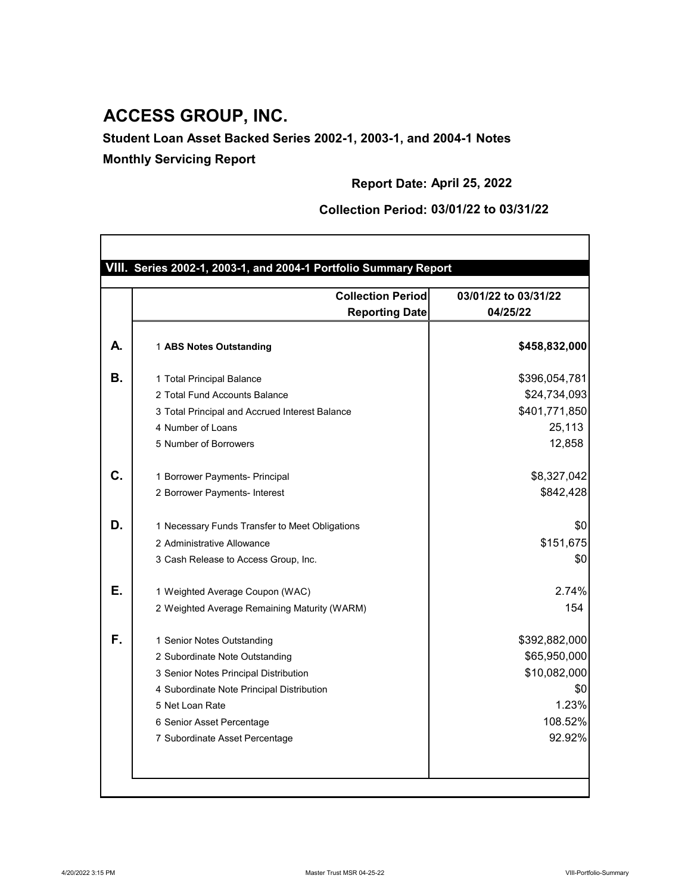# ACCESS GROUP, INC.

**Student Loan Asset Backed Series 2002-1, 2003-1, and 2004-1 Notes**

**Monthly Servicing Report**

**Report Date: April 25, 2022**

**Collection Period: 03/01/22 to 03/31/22**

## VIII. Series 2002-1, 2003-1, and 2004-1 Portfolio Summary Report

| | | **Collection Period** | **03/01/22 to 03/31/22** |
|---|---|---|---|
| | | **Reporting Date** | **04/25/22** |
| **A.** | 1 | **ABS Notes Outstanding** | **$458,832,000** |
| **B.** | 1 | Total Principal Balance | $396,054,781 |
| | 2 | Total Fund Accounts Balance | $24,734,093 |
| | 3 | Total Principal and Accrued Interest Balance | $401,771,850 |
| | 4 | Number of Loans | 25,113 |
| | 5 | Number of Borrowers | 12,858 |
| **C.** | 1 | Borrower Payments- Principal | $8,327,042 |
| | 2 | Borrower Payments- Interest | $842,428 |
| **D.** | 1 | Necessary Funds Transfer to Meet Obligations | $0 |
| | 2 | Administrative Allowance | $151,675 |
| | 3 | Cash Release to Access Group, Inc. | $0 |
| **E.** | 1 | Weighted Average Coupon (WAC) | 2.74% |
| | 2 | Weighted Average Remaining Maturity (WARM) | 154 |
| **F.** | 1 | Senior Notes Outstanding | $392,882,000 |
| | 2 | Subordinate Note Outstanding | $65,950,000 |
| | 3 | Senior Notes Principal Distribution | $10,082,000 |
| | 4 | Subordinate Note Principal Distribution | $0 |
| | 5 | Net Loan Rate | 1.23% |
| | 6 | Senior Asset Percentage | 108.52% |
| | 7 | Subordinate Asset Percentage | 92.92% |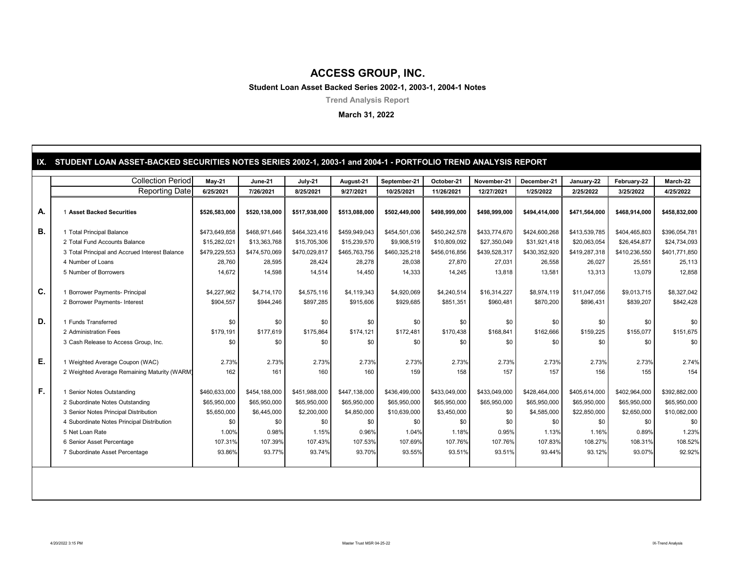# ACCESS GROUP, INC.

**Student Loan Asset Backed Series 2002-1, 2003-1, 2004-1 Notes**

**Trend Analysis Report**

**March 31, 2022**

## IX. STUDENT LOAN ASSET-BACKED SECURITIES NOTES SERIES 2002-1, 2003-1 and 2004-1 - PORTFOLIO TREND ANALYSIS REPORT

| | Collection Period | May-21 | June-21 | July-21 | August-21 | September-21 | October-21 | November-21 | December-21 | January-22 | February-22 | March-22 |
|---|---|---|---|---|---|---|---|---|---|---|---|---|
| | Reporting Date | 6/25/2021 | 7/26/2021 | 8/25/2021 | 9/27/2021 | 10/25/2021 | 11/26/2021 | 12/27/2021 | 1/25/2022 | 2/25/2022 | 3/25/2022 | 4/25/2022 |
| **A.** | 1 **Asset Backed Securities** | **$526,583,000** | **$520,138,000** | **$517,938,000** | **$513,088,000** | **$502,449,000** | **$498,999,000** | **$498,999,000** | **$494,414,000** | **$471,564,000** | **$468,914,000** | **$458,832,000** |
| **B.** | 1 Total Principal Balance | $473,649,858 | $468,971,646 | $464,323,416 | $459,949,043 | $454,501,036 | $450,242,578 | $433,774,670 | $424,600,268 | $413,539,785 | $404,465,803 | $396,054,781 |
| | 2 Total Fund Accounts Balance | $15,282,021 | $13,363,768 | $15,705,306 | $15,239,570 | $9,908,519 | $10,809,092 | $27,350,049 | $31,921,418 | $20,063,054 | $26,454,877 | $24,734,093 |
| | 3 Total Principal and Accrued Interest Balance | $479,229,553 | $474,570,069 | $470,029,817 | $465,763,756 | $460,325,218 | $456,016,856 | $439,528,317 | $430,352,920 | $419,287,318 | $410,236,550 | $401,771,850 |
| | 4 Number of Loans | 28,760 | 28,595 | 28,424 | 28,278 | 28,038 | 27,870 | 27,031 | 26,558 | 26,027 | 25,551 | 25,113 |
| | 5 Number of Borrowers | 14,672 | 14,598 | 14,514 | 14,450 | 14,333 | 14,245 | 13,818 | 13,581 | 13,313 | 13,079 | 12,858 |
| **C.** | 1 Borrower Payments- Principal | $4,227,962 | $4,714,170 | $4,575,116 | $4,119,343 | $4,920,069 | $4,240,514 | $16,314,227 | $8,974,119 | $11,047,056 | $9,013,715 | $8,327,042 |
| | 2 Borrower Payments- Interest | $904,557 | $944,246 | $897,285 | $915,606 | $929,685 | $851,351 | $960,481 | $870,200 | $896,431 | $839,207 | $842,428 |
| **D.** | 1 Funds Transferred | $0 | $0 | $0 | $0 | $0 | $0 | $0 | $0 | $0 | $0 | $0 |
| | 2 Administration Fees | $179,191 | $177,619 | $175,864 | $174,121 | $172,481 | $170,438 | $168,841 | $162,666 | $159,225 | $155,077 | $151,675 |
| | 3 Cash Release to Access Group, Inc. | $0 | $0 | $0 | $0 | $0 | $0 | $0 | $0 | $0 | $0 | $0 |
| **E.** | 1 Weighted Average Coupon (WAC) | 2.73% | 2.73% | 2.73% | 2.73% | 2.73% | 2.73% | 2.73% | 2.73% | 2.73% | 2.73% | 2.74% |
| | 2 Weighted Average Remaining Maturity (WARM) | 162 | 161 | 160 | 160 | 159 | 158 | 157 | 157 | 156 | 155 | 154 |
| **F.** | 1 Senior Notes Outstanding | $460,633,000 | $454,188,000 | $451,988,000 | $447,138,000 | $436,499,000 | $433,049,000 | $433,049,000 | $428,464,000 | $405,614,000 | $402,964,000 | $392,882,000 |
| | 2 Subordinate Notes Outstanding | $65,950,000 | $65,950,000 | $65,950,000 | $65,950,000 | $65,950,000 | $65,950,000 | $65,950,000 | $65,950,000 | $65,950,000 | $65,950,000 | $65,950,000 |
| | 3 Senior Notes Principal Distribution | $5,650,000 | $6,445,000 | $2,200,000 | $4,850,000 | $10,639,000 | $3,450,000 | $0 | $4,585,000 | $22,850,000 | $2,650,000 | $10,082,000 |
| | 4 Subordinate Notes Principal Distribution | $0 | $0 | $0 | $0 | $0 | $0 | $0 | $0 | $0 | $0 | $0 |
| | 5 Net Loan Rate | 1.00% | 0.98% | 1.15% | 0.96% | 1.04% | 1.18% | 0.95% | 1.13% | 1.16% | 0.89% | 1.23% |
| | 6 Senior Asset Percentage | 107.31% | 107.39% | 107.43% | 107.53% | 107.69% | 107.76% | 107.76% | 107.83% | 108.27% | 108.31% | 108.52% |
| | 7 Subordinate Asset Percentage | 93.86% | 93.77% | 93.74% | 93.70% | 93.55% | 93.51% | 93.51% | 93.44% | 93.12% | 93.07% | 92.92% |